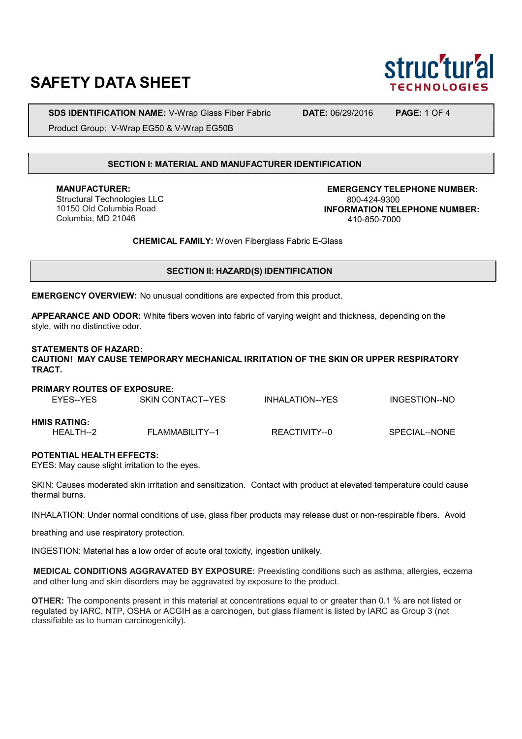# SAFETY DATA SHEET

struc'tur'al TECHNOLOGIES

**SDS IDENTIFICATION NAME:** V-Wrap Glass Fiber Fabric **DATE:** 06/29/2016

Product Group: V-Wrap EG50 & V-Wrap EG50B

## SECTION I: MATERIAL AND MANUFACTURER IDENTIFICATION

**MANUFACTURER:**
Structural Technologies LLC
10150 Old Columbia Road
Columbia, MD 21046

**EMERGENCY TELEPHONE NUMBER:**
800-424-9300
**INFORMATION TELEPHONE NUMBER:**
410-850-7000

**CHEMICAL FAMILY:** Woven Fiberglass Fabric E-Glass

## SECTION II: HAZARD(S) IDENTIFICATION

**EMERGENCY OVERVIEW:** No unusual conditions are expected from this product.

**APPEARANCE AND ODOR:** White fibers woven into fabric of varying weight and thickness, depending on the style, with no distinctive odor.

**STATEMENTS OF HAZARD:**
**CAUTION! MAY CAUSE TEMPORARY MECHANICAL IRRITATION OF THE SKIN OR UPPER RESPIRATORY TRACT.**

**PRIMARY ROUTES OF EXPOSURE:**

| EYES--YES | SKIN CONTACT--YES | INHALATION--YES | INGESTION--NO |
|---|---|---|---|

**HMIS RATING:**

| HEALTH--2 | FLAMMABILITY--1 | REACTIVITY--0 | SPECIAL--NONE |
|---|---|---|---|

**POTENTIAL HEALTH EFFECTS:**
EYES: May cause slight irritation to the eyes.

SKIN: Causes moderated skin irritation and sensitization. Contact with product at elevated temperature could cause thermal burns.

INHALATION: Under normal conditions of use, glass fiber products may release dust or non-respirable fibers. Avoid breathing and use respiratory protection.

INGESTION: Material has a low order of acute oral toxicity, ingestion unlikely.

**MEDICAL CONDITIONS AGGRAVATED BY EXPOSURE:** Preexisting conditions such as asthma, allergies, eczema and other lung and skin disorders may be aggravated by exposure to the product.

**OTHER:** The components present in this material at concentrations equal to or greater than 0.1 % are not listed or regulated by IARC, NTP, OSHA or ACGIH as a carcinogen, but glass filament is listed by IARC as Group 3 (not classifiable as to human carcinogenicity).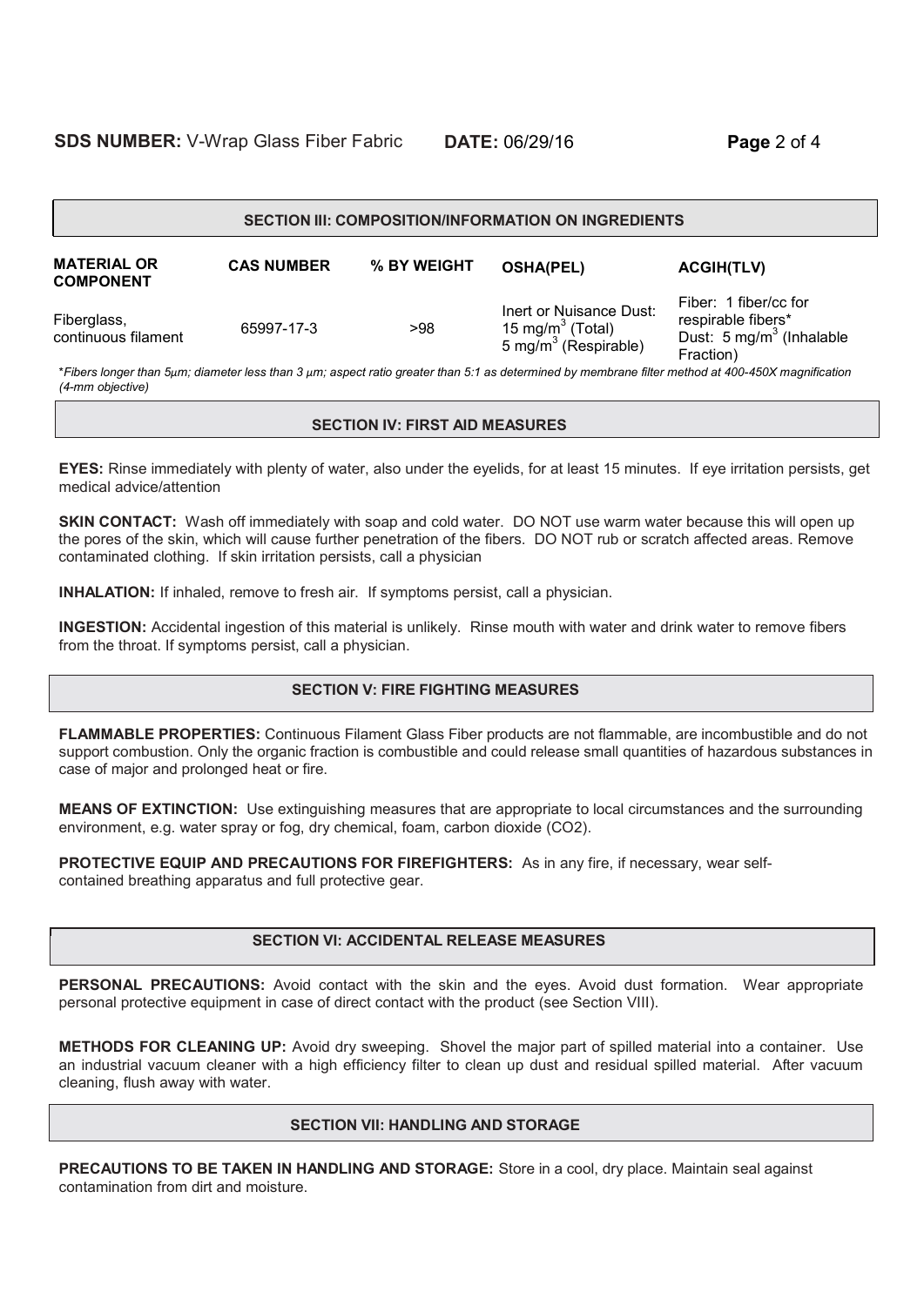## SECTION III: COMPOSITION/INFORMATION ON INGREDIENTS

| MATERIAL OR COMPONENT | CAS NUMBER | % BY WEIGHT | OSHA(PEL) | ACGIH(TLV) |
|---|---|---|---|---|
| Fiberglass, continuous filament | 65997-17-3 | >98 | Inert or Nuisance Dust: 15 mg/m$^3$ (Total) 5 mg/m$^3$ (Respirable) | Fiber: 1 fiber/cc for respirable fibers* Dust: 5 mg/m$^3$ (Inhalable Fraction) |

*\*Fibers longer than 5µm; diameter less than 3 µm; aspect ratio greater than 5:1 as determined by membrane filter method at 400-450X magnification (4-mm objective)*

## SECTION IV: FIRST AID MEASURES

**EYES:** Rinse immediately with plenty of water, also under the eyelids, for at least 15 minutes. If eye irritation persists, get medical advice/attention

**SKIN CONTACT:** Wash off immediately with soap and cold water. DO NOT use warm water because this will open up the pores of the skin, which will cause further penetration of the fibers. DO NOT rub or scratch affected areas. Remove contaminated clothing. If skin irritation persists, call a physician

**INHALATION:** If inhaled, remove to fresh air. If symptoms persist, call a physician.

**INGESTION:** Accidental ingestion of this material is unlikely. Rinse mouth with water and drink water to remove fibers from the throat. If symptoms persist, call a physician.

## SECTION V: FIRE FIGHTING MEASURES

**FLAMMABLE PROPERTIES:** Continuous Filament Glass Fiber products are not flammable, are incombustible and do not support combustion. Only the organic fraction is combustible and could release small quantities of hazardous substances in case of major and prolonged heat or fire.

**MEANS OF EXTINCTION:** Use extinguishing measures that are appropriate to local circumstances and the surrounding environment, e.g. water spray or fog, dry chemical, foam, carbon dioxide ($CO_2$).

**PROTECTIVE EQUIP AND PRECAUTIONS FOR FIREFIGHTERS:** As in any fire, if necessary, wear self-contained breathing apparatus and full protective gear.

## SECTION VI: ACCIDENTAL RELEASE MEASURES

**PERSONAL PRECAUTIONS:** Avoid contact with the skin and the eyes. Avoid dust formation. Wear appropriate personal protective equipment in case of direct contact with the product (see Section VIII).

**METHODS FOR CLEANING UP:** Avoid dry sweeping. Shovel the major part of spilled material into a container. Use an industrial vacuum cleaner with a high efficiency filter to clean up dust and residual spilled material. After vacuum cleaning, flush away with water.

## SECTION VII: HANDLING AND STORAGE

**PRECAUTIONS TO BE TAKEN IN HANDLING AND STORAGE:** Store in a cool, dry place. Maintain seal against contamination from dirt and moisture.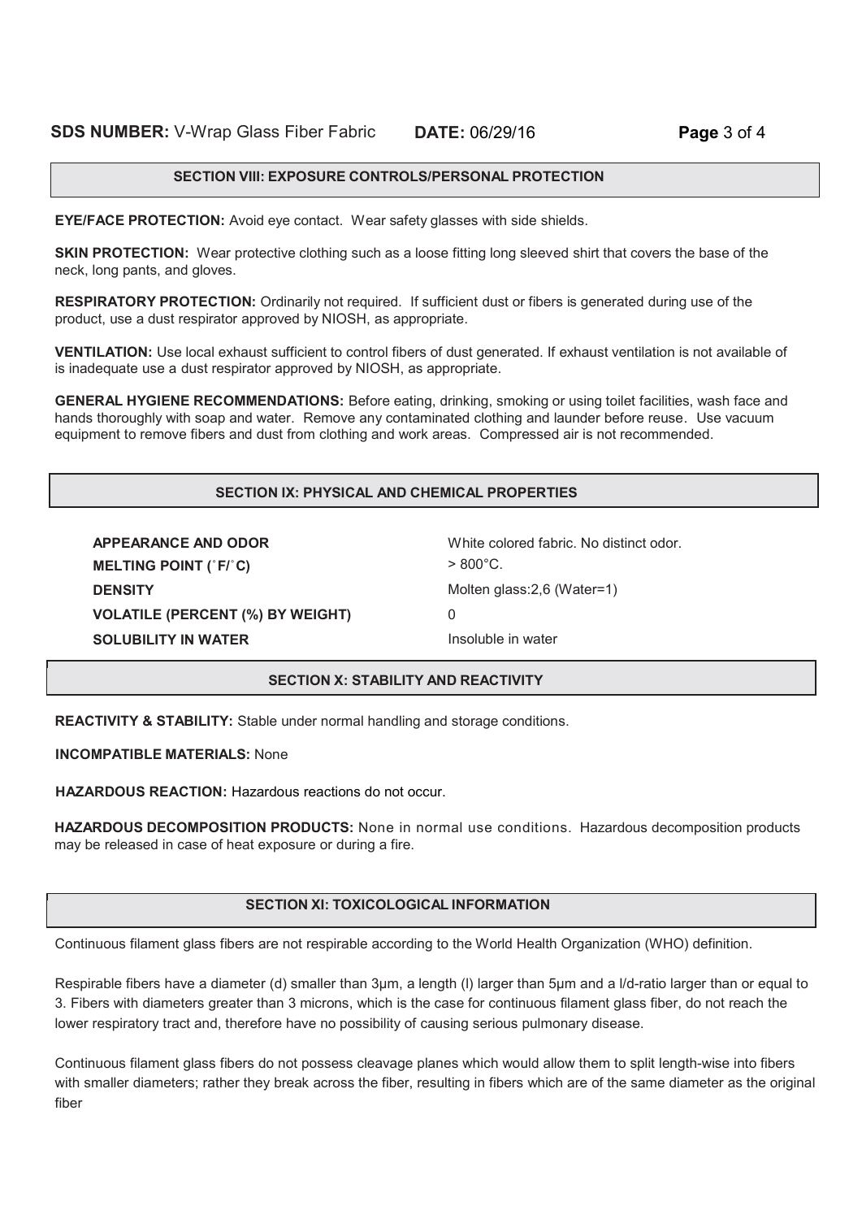## SECTION VIII: EXPOSURE CONTROLS/PERSONAL PROTECTION

**EYE/FACE PROTECTION:** Avoid eye contact. Wear safety glasses with side shields.

**SKIN PROTECTION:** Wear protective clothing such as a loose fitting long sleeved shirt that covers the base of the neck, long pants, and gloves.

**RESPIRATORY PROTECTION:** Ordinarily not required. If sufficient dust or fibers is generated during use of the product, use a dust respirator approved by NIOSH, as appropriate.

**VENTILATION:** Use local exhaust sufficient to control fibers of dust generated. If exhaust ventilation is not available of is inadequate use a dust respirator approved by NIOSH, as appropriate.

**GENERAL HYGIENE RECOMMENDATIONS:** Before eating, drinking, smoking or using toilet facilities, wash face and hands thoroughly with soap and water. Remove any contaminated clothing and launder before reuse. Use vacuum equipment to remove fibers and dust from clothing and work areas. Compressed air is not recommended.

## SECTION IX: PHYSICAL AND CHEMICAL PROPERTIES

| | |
|---|---|
| **APPEARANCE AND ODOR** | White colored fabric. No distinct odor. |
| **MELTING POINT (˚F/˚C)** | > 800°C. |
| **DENSITY** | Molten glass:2,6 (Water=1) |
| **VOLATILE (PERCENT (%) BY WEIGHT)** | 0 |
| **SOLUBILITY IN WATER** | Insoluble in water |

## SECTION X: STABILITY AND REACTIVITY

**REACTIVITY & STABILITY:** Stable under normal handling and storage conditions.

**INCOMPATIBLE MATERIALS:** None

**HAZARDOUS REACTION:** Hazardous reactions do not occur.

**HAZARDOUS DECOMPOSITION PRODUCTS:** None in normal use conditions. Hazardous decomposition products may be released in case of heat exposure or during a fire.

## SECTION XI: TOXICOLOGICAL INFORMATION

Continuous filament glass fibers are not respirable according to the World Health Organization (WHO) definition.

Respirable fibers have a diameter (d) smaller than 3µm, a length (l) larger than 5µm and a l/d-ratio larger than or equal to 3. Fibers with diameters greater than 3 microns, which is the case for continuous filament glass fiber, do not reach the lower respiratory tract and, therefore have no possibility of causing serious pulmonary disease.

Continuous filament glass fibers do not possess cleavage planes which would allow them to split length-wise into fibers with smaller diameters; rather they break across the fiber, resulting in fibers which are of the same diameter as the original fiber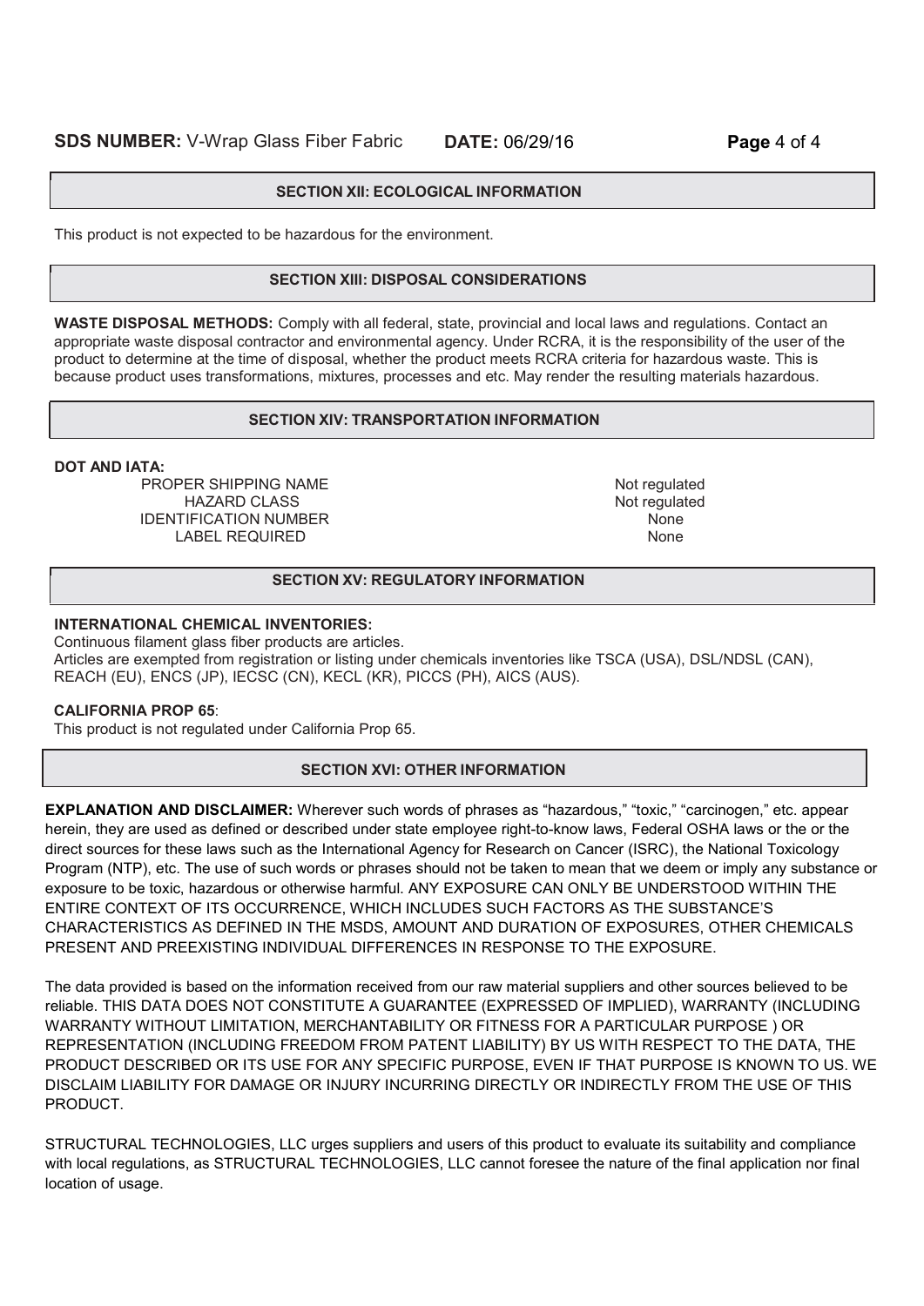## SECTION XII: ECOLOGICAL INFORMATION

This product is not expected to be hazardous for the environment.

## SECTION XIII: DISPOSAL CONSIDERATIONS

**WASTE DISPOSAL METHODS:** Comply with all federal, state, provincial and local laws and regulations. Contact an appropriate waste disposal contractor and environmental agency. Under RCRA, it is the responsibility of the user of the product to determine at the time of disposal, whether the product meets RCRA criteria for hazardous waste. This is because product uses transformations, mixtures, processes and etc. May render the resulting materials hazardous.

## SECTION XIV: TRANSPORTATION INFORMATION

**DOT AND IATA:**

| | |
|---|---|
| PROPER SHIPPING NAME | Not regulated |
| HAZARD CLASS | Not regulated |
| IDENTIFICATION NUMBER | None |
| LABEL REQUIRED | None |

## SECTION XV: REGULATORY INFORMATION

**INTERNATIONAL CHEMICAL INVENTORIES:**

Continuous filament glass fiber products are articles.
Articles are exempted from registration or listing under chemicals inventories like TSCA (USA), DSL/NDSL (CAN), REACH (EU), ENCS (JP), IECSC (CN), KECL (KR), PICCS (PH), AICS (AUS).

**CALIFORNIA PROP 65**:

This product is not regulated under California Prop 65.

## SECTION XVI: OTHER INFORMATION

**EXPLANATION AND DISCLAIMER:** Wherever such words of phrases as "hazardous," "toxic," "carcinogen," etc. appear herein, they are used as defined or described under state employee right-to-know laws, Federal OSHA laws or the or the direct sources for these laws such as the International Agency for Research on Cancer (ISRC), the National Toxicology Program (NTP), etc. The use of such words or phrases should not be taken to mean that we deem or imply any substance or exposure to be toxic, hazardous or otherwise harmful. ANY EXPOSURE CAN ONLY BE UNDERSTOOD WITHIN THE ENTIRE CONTEXT OF ITS OCCURRENCE, WHICH INCLUDES SUCH FACTORS AS THE SUBSTANCE'S CHARACTERISTICS AS DEFINED IN THE MSDS, AMOUNT AND DURATION OF EXPOSURES, OTHER CHEMICALS PRESENT AND PREEXISTING INDIVIDUAL DIFFERENCES IN RESPONSE TO THE EXPOSURE.

The data provided is based on the information received from our raw material suppliers and other sources believed to be reliable. THIS DATA DOES NOT CONSTITUTE A GUARANTEE (EXPRESSED OF IMPLIED), WARRANTY (INCLUDING WARRANTY WITHOUT LIMITATION, MERCHANTABILITY OR FITNESS FOR A PARTICULAR PURPOSE ) OR REPRESENTATION (INCLUDING FREEDOM FROM PATENT LIABILITY) BY US WITH RESPECT TO THE DATA, THE PRODUCT DESCRIBED OR ITS USE FOR ANY SPECIFIC PURPOSE, EVEN IF THAT PURPOSE IS KNOWN TO US. WE DISCLAIM LIABILITY FOR DAMAGE OR INJURY INCURRING DIRECTLY OR INDIRECTLY FROM THE USE OF THIS PRODUCT.

STRUCTURAL TECHNOLOGIES, LLC urges suppliers and users of this product to evaluate its suitability and compliance with local regulations, as STRUCTURAL TECHNOLOGIES, LLC cannot foresee the nature of the final application nor final location of usage.